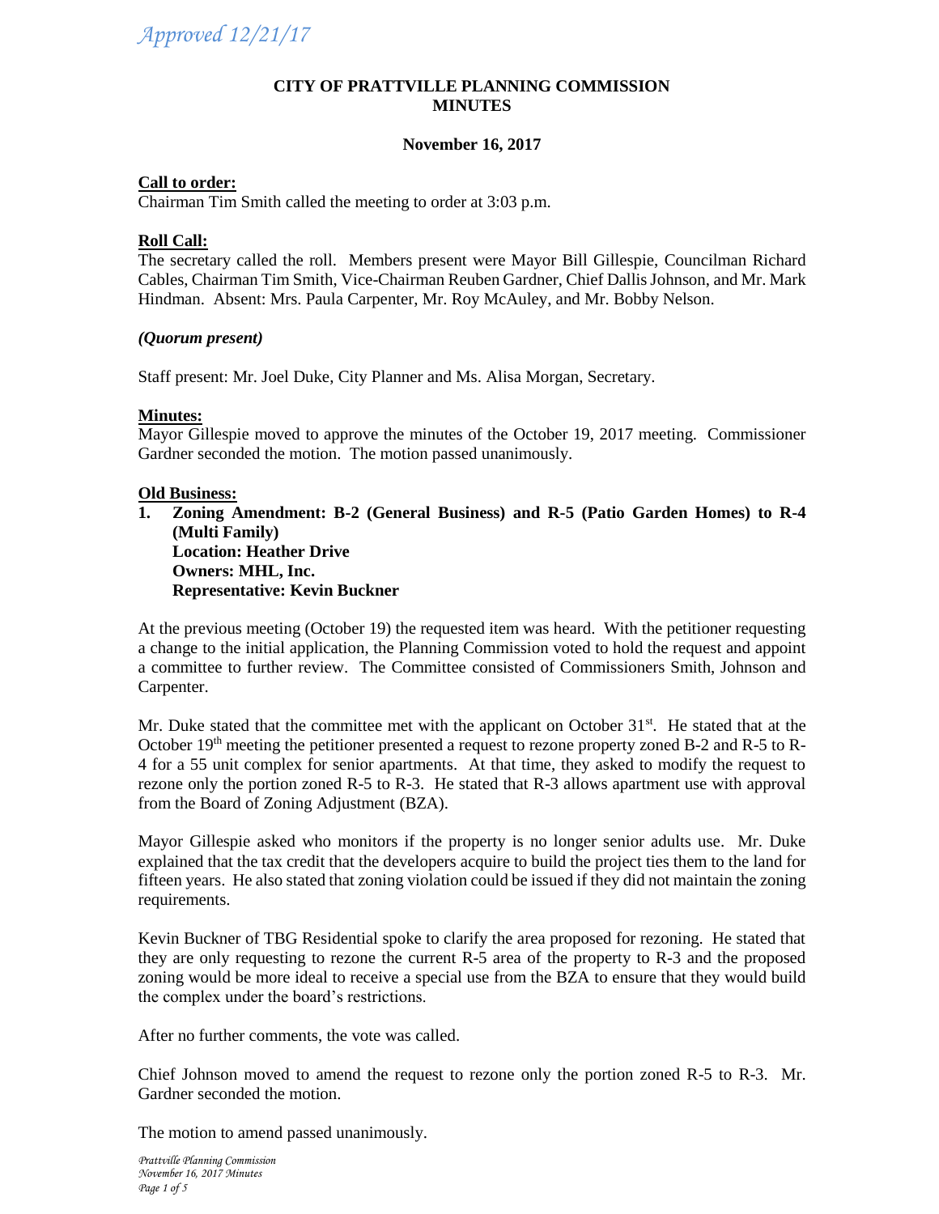*Approved 12/21/17*

**CITY OF PRATTVILLE PLANNING COMMISSION**
**MINUTES**

**November 16, 2017**

**Call to order:**
Chairman Tim Smith called the meeting to order at 3:03 p.m.

**Roll Call:**
The secretary called the roll. Members present were Mayor Bill Gillespie, Councilman Richard Cables, Chairman Tim Smith, Vice-Chairman Reuben Gardner, Chief Dallis Johnson, and Mr. Mark Hindman. Absent: Mrs. Paula Carpenter, Mr. Roy McAuley, and Mr. Bobby Nelson.

***(Quorum present)***

Staff present: Mr. Joel Duke, City Planner and Ms. Alisa Morgan, Secretary.

**Minutes:**
Mayor Gillespie moved to approve the minutes of the October 19, 2017 meeting. Commissioner Gardner seconded the motion. The motion passed unanimously.

**Old Business:**

1. **Zoning Amendment: B-2 (General Business) and R-5 (Patio Garden Homes) to R-4 (Multi Family)**
   **Location: Heather Drive**
   **Owners: MHL, Inc.**
   **Representative: Kevin Buckner**

At the previous meeting (October 19) the requested item was heard. With the petitioner requesting a change to the initial application, the Planning Commission voted to hold the request and appoint a committee to further review. The Committee consisted of Commissioners Smith, Johnson and Carpenter.

Mr. Duke stated that the committee met with the applicant on October 31st. He stated that at the October 19th meeting the petitioner presented a request to rezone property zoned B-2 and R-5 to R-4 for a 55 unit complex for senior apartments. At that time, they asked to modify the request to rezone only the portion zoned R-5 to R-3. He stated that R-3 allows apartment use with approval from the Board of Zoning Adjustment (BZA).

Mayor Gillespie asked who monitors if the property is no longer senior adults use. Mr. Duke explained that the tax credit that the developers acquire to build the project ties them to the land for fifteen years. He also stated that zoning violation could be issued if they did not maintain the zoning requirements.

Kevin Buckner of TBG Residential spoke to clarify the area proposed for rezoning. He stated that they are only requesting to rezone the current R-5 area of the property to R-3 and the proposed zoning would be more ideal to receive a special use from the BZA to ensure that they would build the complex under the board's restrictions.

After no further comments, the vote was called.

Chief Johnson moved to amend the request to rezone only the portion zoned R-5 to R-3. Mr. Gardner seconded the motion.

The motion to amend passed unanimously.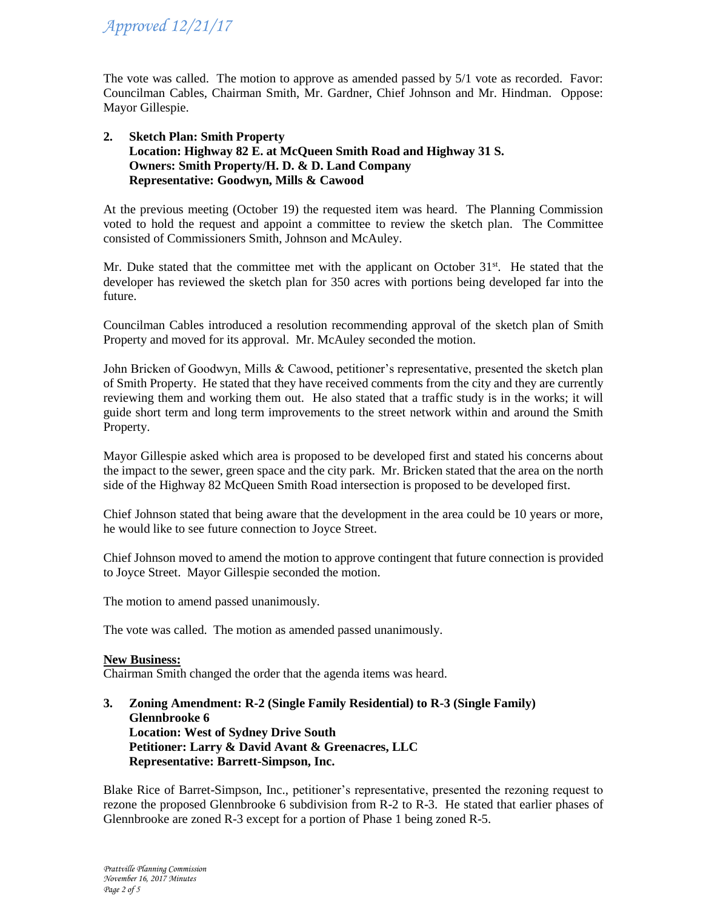*Approved 12/21/17*

The vote was called. The motion to approve as amended passed by 5/1 vote as recorded. Favor: Councilman Cables, Chairman Smith, Mr. Gardner, Chief Johnson and Mr. Hindman. Oppose: Mayor Gillespie.

**2. Sketch Plan: Smith Property**
**Location: Highway 82 E. at McQueen Smith Road and Highway 31 S.**
**Owners: Smith Property/H. D. & D. Land Company**
**Representative: Goodwyn, Mills & Cawood**

At the previous meeting (October 19) the requested item was heard. The Planning Commission voted to hold the request and appoint a committee to review the sketch plan. The Committee consisted of Commissioners Smith, Johnson and McAuley.

Mr. Duke stated that the committee met with the applicant on October 31st. He stated that the developer has reviewed the sketch plan for 350 acres with portions being developed far into the future.

Councilman Cables introduced a resolution recommending approval of the sketch plan of Smith Property and moved for its approval. Mr. McAuley seconded the motion.

John Bricken of Goodwyn, Mills & Cawood, petitioner's representative, presented the sketch plan of Smith Property. He stated that they have received comments from the city and they are currently reviewing them and working them out. He also stated that a traffic study is in the works; it will guide short term and long term improvements to the street network within and around the Smith Property.

Mayor Gillespie asked which area is proposed to be developed first and stated his concerns about the impact to the sewer, green space and the city park. Mr. Bricken stated that the area on the north side of the Highway 82 McQueen Smith Road intersection is proposed to be developed first.

Chief Johnson stated that being aware that the development in the area could be 10 years or more, he would like to see future connection to Joyce Street.

Chief Johnson moved to amend the motion to approve contingent that future connection is provided to Joyce Street. Mayor Gillespie seconded the motion.

The motion to amend passed unanimously.

The vote was called. The motion as amended passed unanimously.

**New Business:**

Chairman Smith changed the order that the agenda items was heard.

**3. Zoning Amendment: R-2 (Single Family Residential) to R-3 (Single Family) Glennbrooke 6**
**Location: West of Sydney Drive South**
**Petitioner: Larry & David Avant & Greenacres, LLC**
**Representative: Barrett-Simpson, Inc.**

Blake Rice of Barret-Simpson, Inc., petitioner's representative, presented the rezoning request to rezone the proposed Glennbrooke 6 subdivision from R-2 to R-3. He stated that earlier phases of Glennbrooke are zoned R-3 except for a portion of Phase 1 being zoned R-5.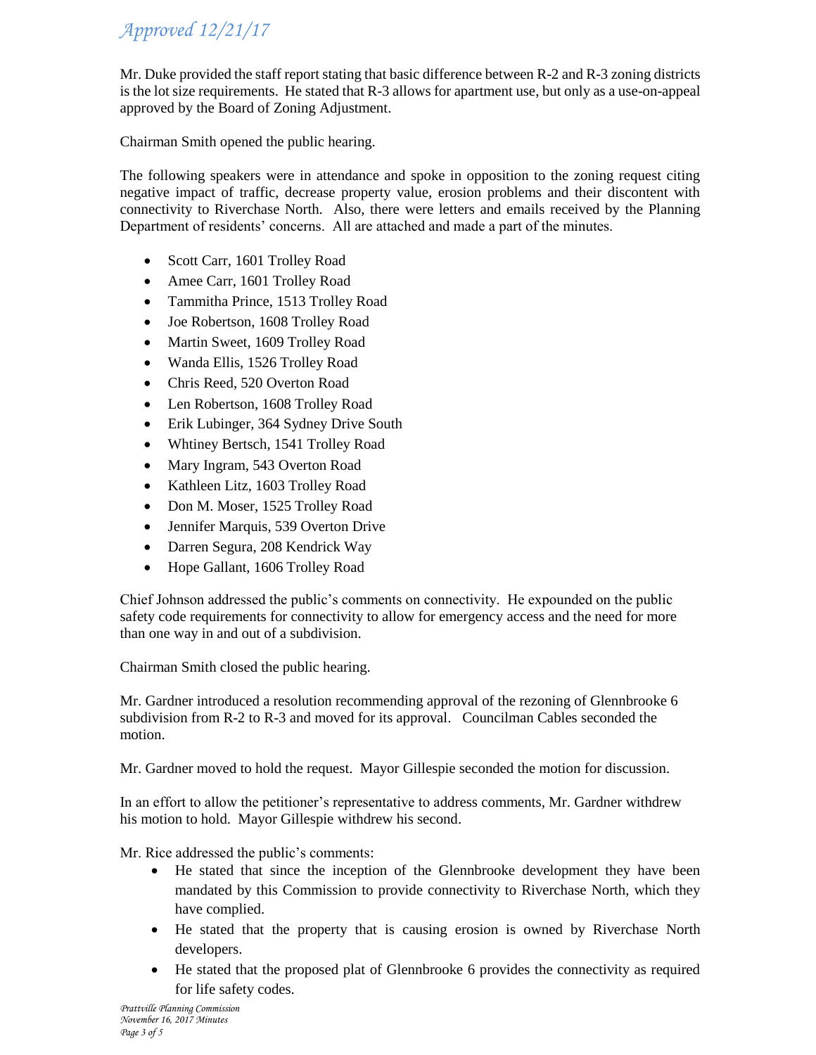*Approved 12/21/17*

Mr. Duke provided the staff report stating that basic difference between R-2 and R-3 zoning districts is the lot size requirements. He stated that R-3 allows for apartment use, but only as a use-on-appeal approved by the Board of Zoning Adjustment.

Chairman Smith opened the public hearing.

The following speakers were in attendance and spoke in opposition to the zoning request citing negative impact of traffic, decrease property value, erosion problems and their discontent with connectivity to Riverchase North. Also, there were letters and emails received by the Planning Department of residents' concerns. All are attached and made a part of the minutes.

- Scott Carr, 1601 Trolley Road
- Amee Carr, 1601 Trolley Road
- Tammitha Prince, 1513 Trolley Road
- Joe Robertson, 1608 Trolley Road
- Martin Sweet, 1609 Trolley Road
- Wanda Ellis, 1526 Trolley Road
- Chris Reed, 520 Overton Road
- Len Robertson, 1608 Trolley Road
- Erik Lubinger, 364 Sydney Drive South
- Whtiney Bertsch, 1541 Trolley Road
- Mary Ingram, 543 Overton Road
- Kathleen Litz, 1603 Trolley Road
- Don M. Moser, 1525 Trolley Road
- Jennifer Marquis, 539 Overton Drive
- Darren Segura, 208 Kendrick Way
- Hope Gallant, 1606 Trolley Road

Chief Johnson addressed the public's comments on connectivity. He expounded on the public safety code requirements for connectivity to allow for emergency access and the need for more than one way in and out of a subdivision.

Chairman Smith closed the public hearing.

Mr. Gardner introduced a resolution recommending approval of the rezoning of Glennbrooke 6 subdivision from R-2 to R-3 and moved for its approval. Councilman Cables seconded the motion.

Mr. Gardner moved to hold the request. Mayor Gillespie seconded the motion for discussion.

In an effort to allow the petitioner's representative to address comments, Mr. Gardner withdrew his motion to hold. Mayor Gillespie withdrew his second.

Mr. Rice addressed the public's comments:

- He stated that since the inception of the Glennbrooke development they have been mandated by this Commission to provide connectivity to Riverchase North, which they have complied.
- He stated that the property that is causing erosion is owned by Riverchase North developers.
- He stated that the proposed plat of Glennbrooke 6 provides the connectivity as required for life safety codes.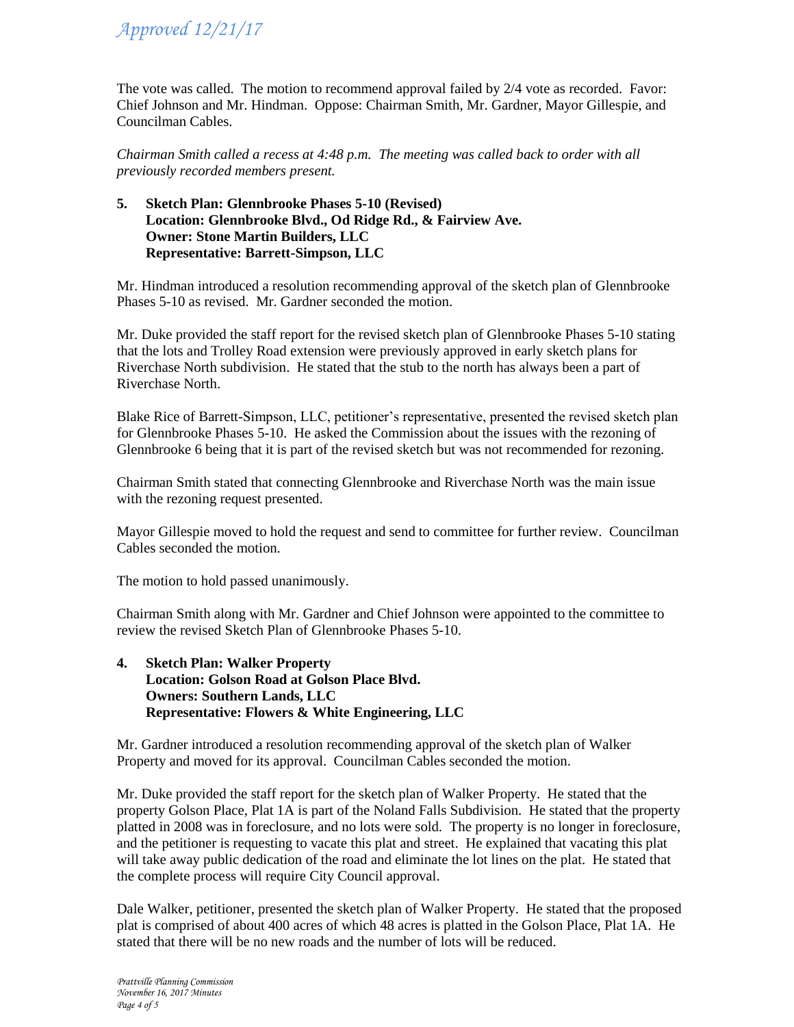*Approved 12/21/17*

The vote was called. The motion to recommend approval failed by 2/4 vote as recorded. Favor: Chief Johnson and Mr. Hindman. Oppose: Chairman Smith, Mr. Gardner, Mayor Gillespie, and Councilman Cables.

*Chairman Smith called a recess at 4:48 p.m. The meeting was called back to order with all previously recorded members present.*

**5. Sketch Plan: Glennbrooke Phases 5-10 (Revised)**
**Location: Glennbrooke Blvd., Od Ridge Rd., & Fairview Ave.**
**Owner: Stone Martin Builders, LLC**
**Representative: Barrett-Simpson, LLC**

Mr. Hindman introduced a resolution recommending approval of the sketch plan of Glennbrooke Phases 5-10 as revised. Mr. Gardner seconded the motion.

Mr. Duke provided the staff report for the revised sketch plan of Glennbrooke Phases 5-10 stating that the lots and Trolley Road extension were previously approved in early sketch plans for Riverchase North subdivision. He stated that the stub to the north has always been a part of Riverchase North.

Blake Rice of Barrett-Simpson, LLC, petitioner's representative, presented the revised sketch plan for Glennbrooke Phases 5-10. He asked the Commission about the issues with the rezoning of Glennbrooke 6 being that it is part of the revised sketch but was not recommended for rezoning.

Chairman Smith stated that connecting Glennbrooke and Riverchase North was the main issue with the rezoning request presented.

Mayor Gillespie moved to hold the request and send to committee for further review. Councilman Cables seconded the motion.

The motion to hold passed unanimously.

Chairman Smith along with Mr. Gardner and Chief Johnson were appointed to the committee to review the revised Sketch Plan of Glennbrooke Phases 5-10.

**4. Sketch Plan: Walker Property**
**Location: Golson Road at Golson Place Blvd.**
**Owners: Southern Lands, LLC**
**Representative: Flowers & White Engineering, LLC**

Mr. Gardner introduced a resolution recommending approval of the sketch plan of Walker Property and moved for its approval. Councilman Cables seconded the motion.

Mr. Duke provided the staff report for the sketch plan of Walker Property. He stated that the property Golson Place, Plat 1A is part of the Noland Falls Subdivision. He stated that the property platted in 2008 was in foreclosure, and no lots were sold. The property is no longer in foreclosure, and the petitioner is requesting to vacate this plat and street. He explained that vacating this plat will take away public dedication of the road and eliminate the lot lines on the plat. He stated that the complete process will require City Council approval.

Dale Walker, petitioner, presented the sketch plan of Walker Property. He stated that the proposed plat is comprised of about 400 acres of which 48 acres is platted in the Golson Place, Plat 1A. He stated that there will be no new roads and the number of lots will be reduced.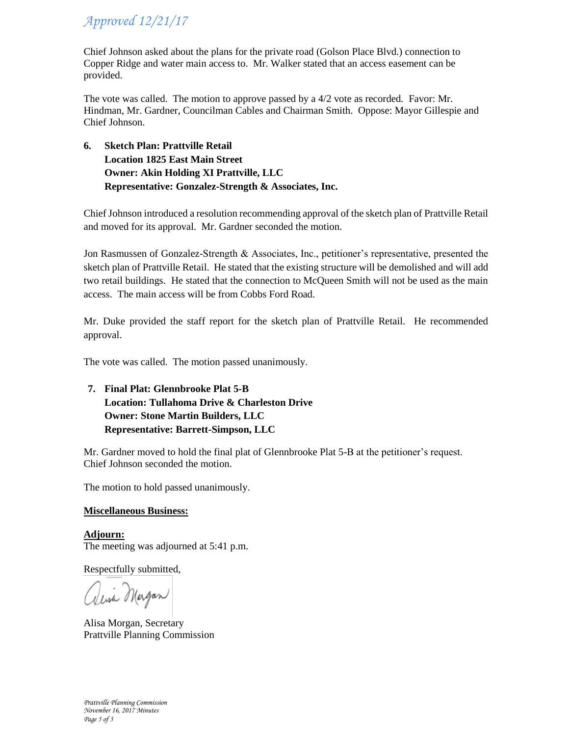*Approved 12/21/17*

Chief Johnson asked about the plans for the private road (Golson Place Blvd.) connection to Copper Ridge and water main access to. Mr. Walker stated that an access easement can be provided.

The vote was called. The motion to approve passed by a 4/2 vote as recorded. Favor: Mr. Hindman, Mr. Gardner, Councilman Cables and Chairman Smith. Oppose: Mayor Gillespie and Chief Johnson.

**6. Sketch Plan: Prattville Retail**
**Location 1825 East Main Street**
**Owner: Akin Holding XI Prattville, LLC**
**Representative: Gonzalez-Strength & Associates, Inc.**

Chief Johnson introduced a resolution recommending approval of the sketch plan of Prattville Retail and moved for its approval. Mr. Gardner seconded the motion.

Jon Rasmussen of Gonzalez-Strength & Associates, Inc., petitioner's representative, presented the sketch plan of Prattville Retail. He stated that the existing structure will be demolished and will add two retail buildings. He stated that the connection to McQueen Smith will not be used as the main access. The main access will be from Cobbs Ford Road.

Mr. Duke provided the staff report for the sketch plan of Prattville Retail. He recommended approval.

The vote was called. The motion passed unanimously.

**7. Final Plat: Glennbrooke Plat 5-B**
**Location: Tullahoma Drive & Charleston Drive**
**Owner: Stone Martin Builders, LLC**
**Representative: Barrett-Simpson, LLC**

Mr. Gardner moved to hold the final plat of Glennbrooke Plat 5-B at the petitioner's request. Chief Johnson seconded the motion.

The motion to hold passed unanimously.

**Miscellaneous Business:**

**Adjourn:**
The meeting was adjourned at 5:41 p.m.

Respectfully submitted,

Alisa Morgan, Secretary
Prattville Planning Commission